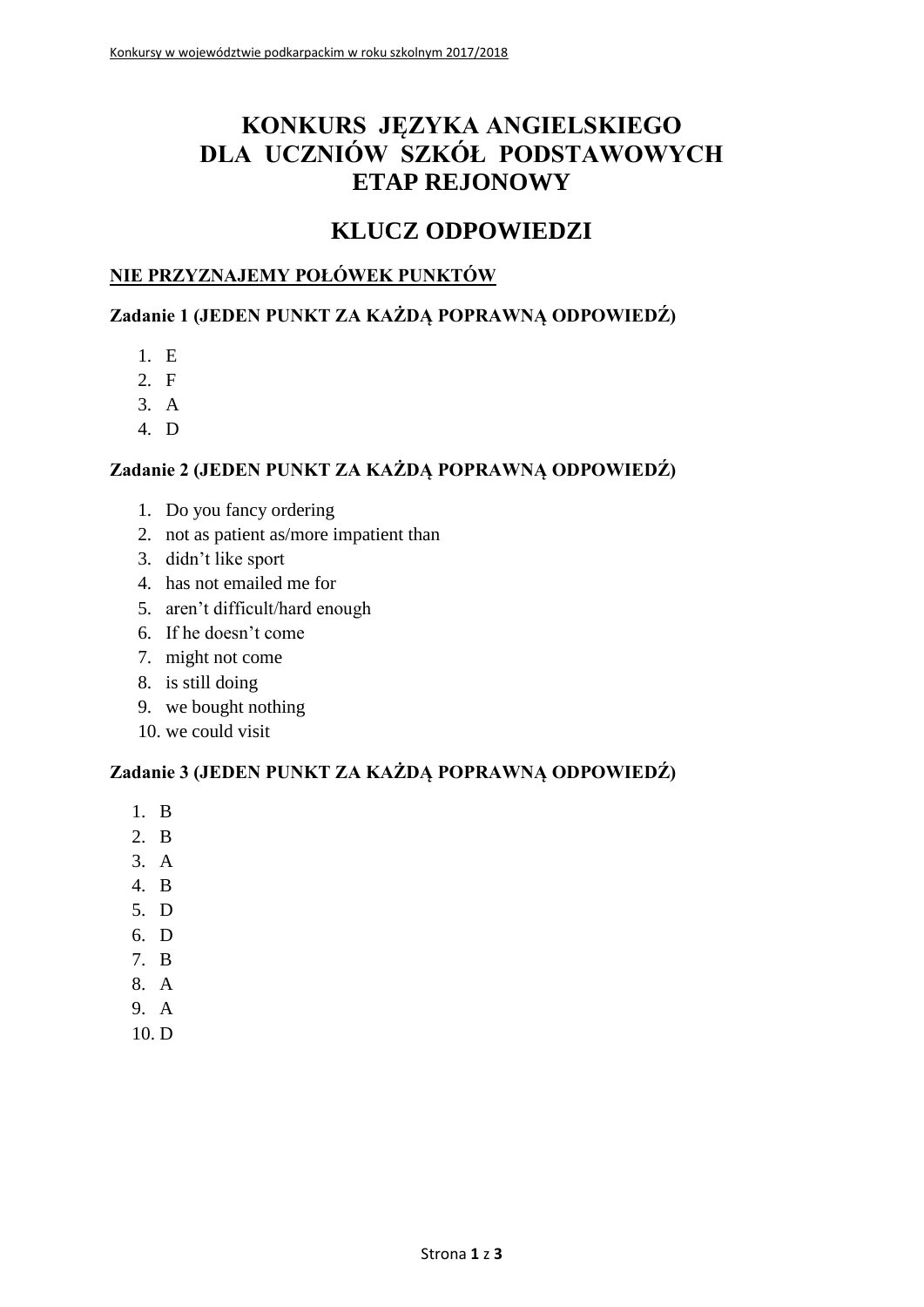# KONKURS JĘZYKA ANGIELSKIEGO DLA UCZNIÓW SZKÓŁ PODSTAWOWYCH ETAP REJONOWY

## KLUCZ ODPOWIEDZI

**NIE PRZYZNAJEMY POŁÓWEK PUNKTÓW**

### Zadanie 1 (JEDEN PUNKT ZA KAŻDĄ POPRAWNĄ ODPOWIEDŹ)

1. E
2. F
3. A
4. D

### Zadanie 2 (JEDEN PUNKT ZA KAŻDĄ POPRAWNĄ ODPOWIEDŹ)

1. Do you fancy ordering
2. not as patient as/more impatient than
3. didn't like sport
4. has not emailed me for
5. aren't difficult/hard enough
6. If he doesn't come
7. might not come
8. is still doing
9. we bought nothing
10. we could visit

### Zadanie 3 (JEDEN PUNKT ZA KAŻDĄ POPRAWNĄ ODPOWIEDŹ)

1. B
2. B
3. A
4. B
5. D
6. D
7. B
8. A
9. A
10. D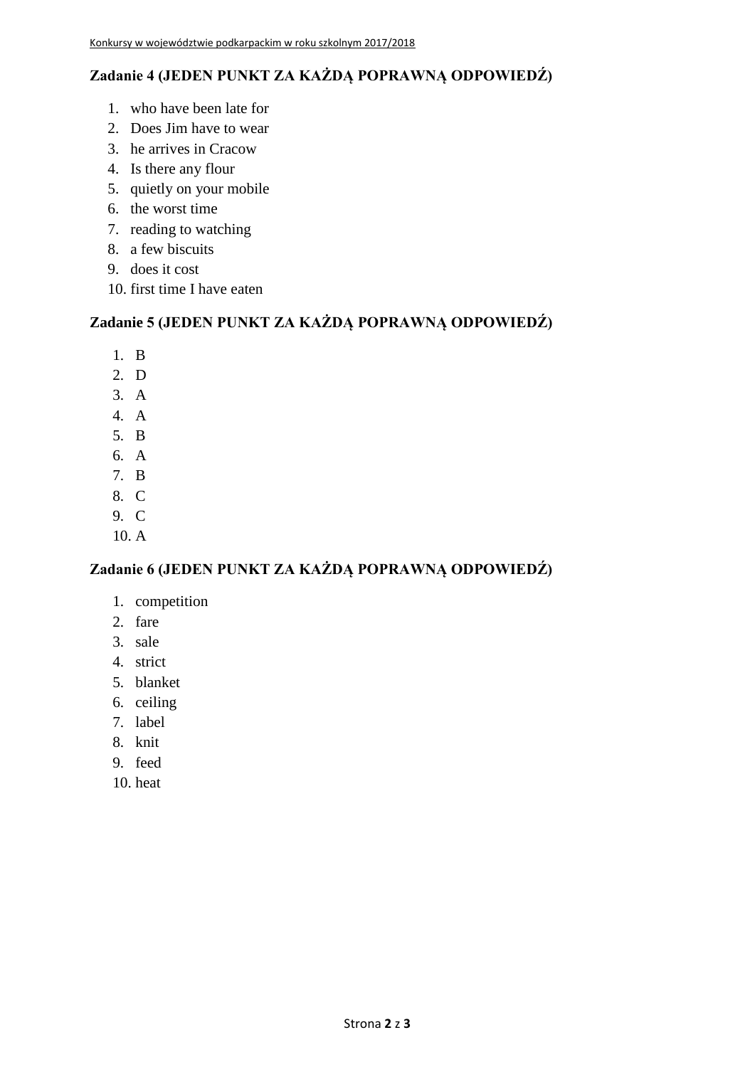## Zadanie 4 (JEDEN PUNKT ZA KAŻDĄ POPRAWNĄ ODPOWIEDŹ)

1. who have been late for
2. Does Jim have to wear
3. he arrives in Cracow
4. Is there any flour
5. quietly on your mobile
6. the worst time
7. reading to watching
8. a few biscuits
9. does it cost
10. first time I have eaten

## Zadanie 5 (JEDEN PUNKT ZA KAŻDĄ POPRAWNĄ ODPOWIEDŹ)

1. B
2. D
3. A
4. A
5. B
6. A
7. B
8. C
9. C
10. A

## Zadanie 6 (JEDEN PUNKT ZA KAŻDĄ POPRAWNĄ ODPOWIEDŹ)

1. competition
2. fare
3. sale
4. strict
5. blanket
6. ceiling
7. label
8. knit
9. feed
10. heat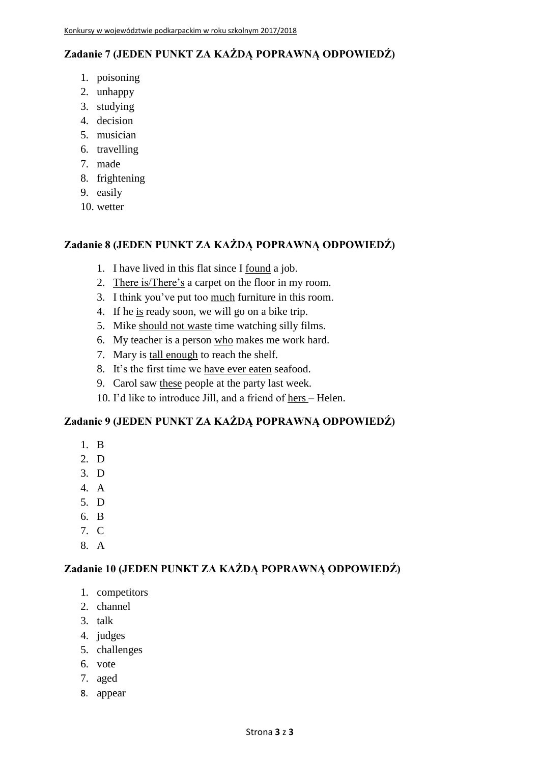**Zadanie 7 (JEDEN PUNKT ZA KAŻDĄ POPRAWNĄ ODPOWIEDŹ)**

1. poisoning
2. unhappy
3. studying
4. decision
5. musician
6. travelling
7. made
8. frightening
9. easily
10. wetter

**Zadanie 8 (JEDEN PUNKT ZA KAŻDĄ POPRAWNĄ ODPOWIEDŹ)**

1. I have lived in this flat since I <u>found</u> a job.
2. <u>There is/There's</u> a carpet on the floor in my room.
3. I think you've put too <u>much</u> furniture in this room.
4. If he <u>is</u> ready soon, we will go on a bike trip.
5. Mike <u>should not waste</u> time watching silly films.
6. My teacher is a person <u>who</u> makes me work hard.
7. Mary is <u>tall enough</u> to reach the shelf.
8. It's the first time we <u>have ever eaten</u> seafood.
9. Carol saw <u>these</u> people at the party last week.
10. I'd like to introduce Jill, and a friend of <u>hers</u> – Helen.

**Zadanie 9 (JEDEN PUNKT ZA KAŻDĄ POPRAWNĄ ODPOWIEDŹ)**

1. B
2. D
3. D
4. A
5. D
6. B
7. C
8. A

**Zadanie 10 (JEDEN PUNKT ZA KAŻDĄ POPRAWNĄ ODPOWIEDŹ)**

1. competitors
2. channel
3. talk
4. judges
5. challenges
6. vote
7. aged
8. appear